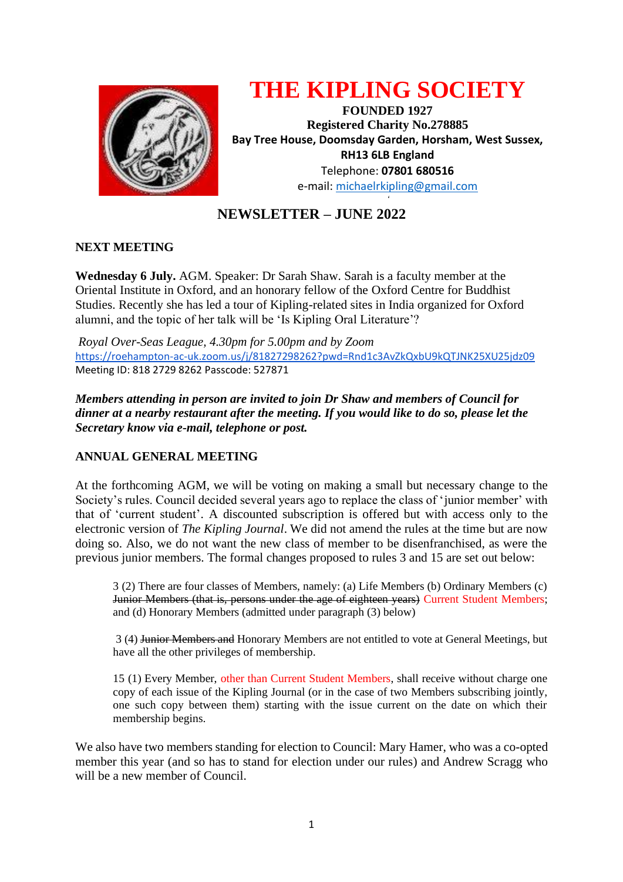# THE KIPLING SOCIETY

**FOUNDED 1927**
**Registered Charity No.278885**
**Bay Tree House, Doomsday Garden, Horsham, West Sussex, RH13 6LB England**
Telephone: **07801 680516**
e-mail: michaelrkipling@gmail.com

## NEWSLETTER – JUNE 2022

### NEXT MEETING

**Wednesday 6 July.** AGM. Speaker: Dr Sarah Shaw. Sarah is a faculty member at the Oriental Institute in Oxford, and an honorary fellow of the Oxford Centre for Buddhist Studies. Recently she has led a tour of Kipling-related sites in India organized for Oxford alumni, and the topic of her talk will be 'Is Kipling Oral Literature'?

*Royal Over-Seas League, 4.30pm for 5.00pm and by Zoom*
https://roehampton-ac-uk.zoom.us/j/81827298262?pwd=Rnd1c3AvZkQxbU9kQTJNK25XU25jdz09
Meeting ID: 818 2729 8262 Passcode: 527871

***Members attending in person are invited to join Dr Shaw and members of Council for dinner at a nearby restaurant after the meeting. If you would like to do so, please let the Secretary know via e-mail, telephone or post.***

### ANNUAL GENERAL MEETING

At the forthcoming AGM, we will be voting on making a small but necessary change to the Society's rules. Council decided several years ago to replace the class of 'junior member' with that of 'current student'. A discounted subscription is offered but with access only to the electronic version of *The Kipling Journal*. We did not amend the rules at the time but are now doing so. Also, we do not want the new class of member to be disenfranchised, as were the previous junior members. The formal changes proposed to rules 3 and 15 are set out below:

> 3 (2) There are four classes of Members, namely: (a) Life Members (b) Ordinary Members (c) ~~Junior Members (that is, persons under the age of eighteen years)~~ Current Student Members; and (d) Honorary Members (admitted under paragraph (3) below)
>
> 3 (4) ~~Junior Members and~~ Honorary Members are not entitled to vote at General Meetings, but have all the other privileges of membership.
>
> 15 (1) Every Member, other than Current Student Members, shall receive without charge one copy of each issue of the Kipling Journal (or in the case of two Members subscribing jointly, one such copy between them) starting with the issue current on the date on which their membership begins.

We also have two members standing for election to Council: Mary Hamer, who was a co-opted member this year (and so has to stand for election under our rules) and Andrew Scragg who will be a new member of Council.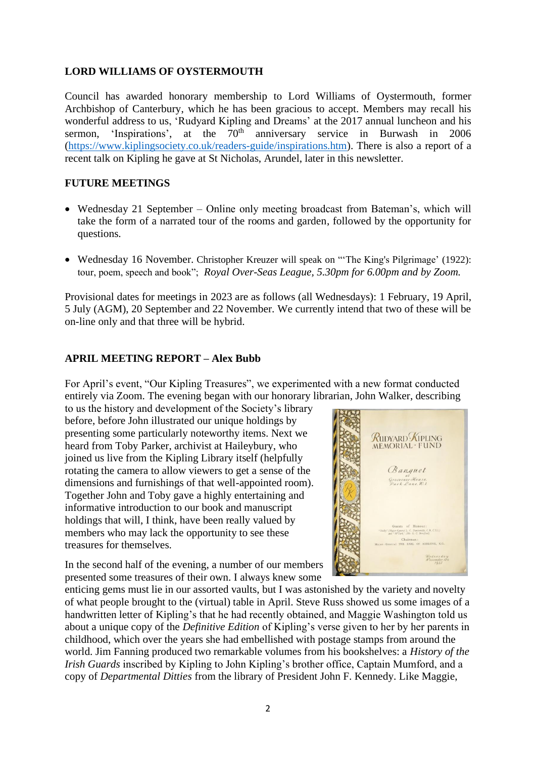**LORD WILLIAMS OF OYSTERMOUTH**

Council has awarded honorary membership to Lord Williams of Oystermouth, former Archbishop of Canterbury, which he has been gracious to accept. Members may recall his wonderful address to us, 'Rudyard Kipling and Dreams' at the 2017 annual luncheon and his sermon, 'Inspirations', at the 70th anniversary service in Burwash in 2006 (https://www.kiplingsociety.co.uk/readers-guide/inspirations.htm). There is also a report of a recent talk on Kipling he gave at St Nicholas, Arundel, later in this newsletter.

**FUTURE MEETINGS**

- Wednesday 21 September – Online only meeting broadcast from Bateman's, which will take the form of a narrated tour of the rooms and garden, followed by the opportunity for questions.
- Wednesday 16 November. Christopher Kreuzer will speak on "'The King's Pilgrimage' (1922): tour, poem, speech and book"; *Royal Over-Seas League, 5.30pm for 6.00pm and by Zoom.*

Provisional dates for meetings in 2023 are as follows (all Wednesdays): 1 February, 19 April, 5 July (AGM), 20 September and 22 November. We currently intend that two of these will be on-line only and that three will be hybrid.

**APRIL MEETING REPORT – Alex Bubb**

For April's event, "Our Kipling Treasures", we experimented with a new format conducted entirely via Zoom. The evening began with our honorary librarian, John Walker, describing to us the history and development of the Society's library before, before John illustrated our unique holdings by presenting some particularly noteworthy items. Next we heard from Toby Parker, archivist at Haileybury, who joined us live from the Kipling Library itself (helpfully rotating the camera to allow viewers to get a sense of the dimensions and furnishings of that well-appointed room). Together John and Toby gave a highly entertaining and informative introduction to our book and manuscript holdings that will, I think, have been really valued by members who may lack the opportunity to see these treasures for themselves.

In the second half of the evening, a number of our members presented some treasures of their own. I always knew some enticing gems must lie in our assorted vaults, but I was astonished by the variety and novelty of what people brought to the (virtual) table in April. Steve Russ showed us some images of a handwritten letter of Kipling's that he had recently obtained, and Maggie Washington told us about a unique copy of the *Definitive Edition* of Kipling's verse given to her by her parents in childhood, which over the years she had embellished with postage stamps from around the world. Jim Fanning produced two remarkable volumes from his bookshelves: a *History of the Irish Guards* inscribed by Kipling to John Kipling's brother office, Captain Mumford, and a copy of *Departmental Ditties* from the library of President John F. Kennedy. Like Maggie,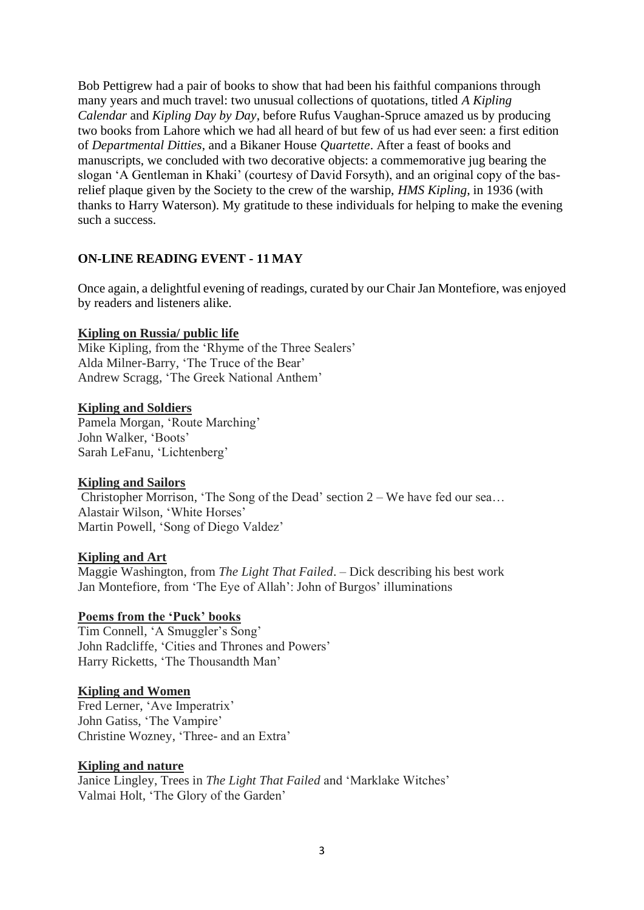Bob Pettigrew had a pair of books to show that had been his faithful companions through many years and much travel: two unusual collections of quotations, titled *A Kipling Calendar* and *Kipling Day by Day*, before Rufus Vaughan-Spruce amazed us by producing two books from Lahore which we had all heard of but few of us had ever seen: a first edition of *Departmental Ditties*, and a Bikaner House *Quartette*. After a feast of books and manuscripts, we concluded with two decorative objects: a commemorative jug bearing the slogan 'A Gentleman in Khaki' (courtesy of David Forsyth), and an original copy of the bas-relief plaque given by the Society to the crew of the warship, *HMS Kipling*, in 1936 (with thanks to Harry Waterson). My gratitude to these individuals for helping to make the evening such a success.

## ON-LINE READING EVENT - 11 MAY

Once again, a delightful evening of readings, curated by our Chair Jan Montefiore, was enjoyed by readers and listeners alike.

**Kipling on Russia/ public life**

Mike Kipling, from the 'Rhyme of the Three Sealers'
Alda Milner-Barry, 'The Truce of the Bear'
Andrew Scragg, 'The Greek National Anthem'

**Kipling and Soldiers**

Pamela Morgan, 'Route Marching'
John Walker, 'Boots'
Sarah LeFanu, 'Lichtenberg'

**Kipling and Sailors**

Christopher Morrison, 'The Song of the Dead' section 2 – We have fed our sea…
Alastair Wilson, 'White Horses'
Martin Powell, 'Song of Diego Valdez'

**Kipling and Art**

Maggie Washington, from *The Light That Failed*. – Dick describing his best work
Jan Montefiore, from 'The Eye of Allah': John of Burgos' illuminations

**Poems from the 'Puck' books**

Tim Connell, 'A Smuggler's Song'
John Radcliffe, 'Cities and Thrones and Powers'
Harry Ricketts, 'The Thousandth Man'

**Kipling and Women**

Fred Lerner, 'Ave Imperatrix'
John Gatiss, 'The Vampire'
Christine Wozney, 'Three- and an Extra'

**Kipling and nature**

Janice Lingley, Trees in *The Light That Failed* and 'Marklake Witches'
Valmai Holt, 'The Glory of the Garden'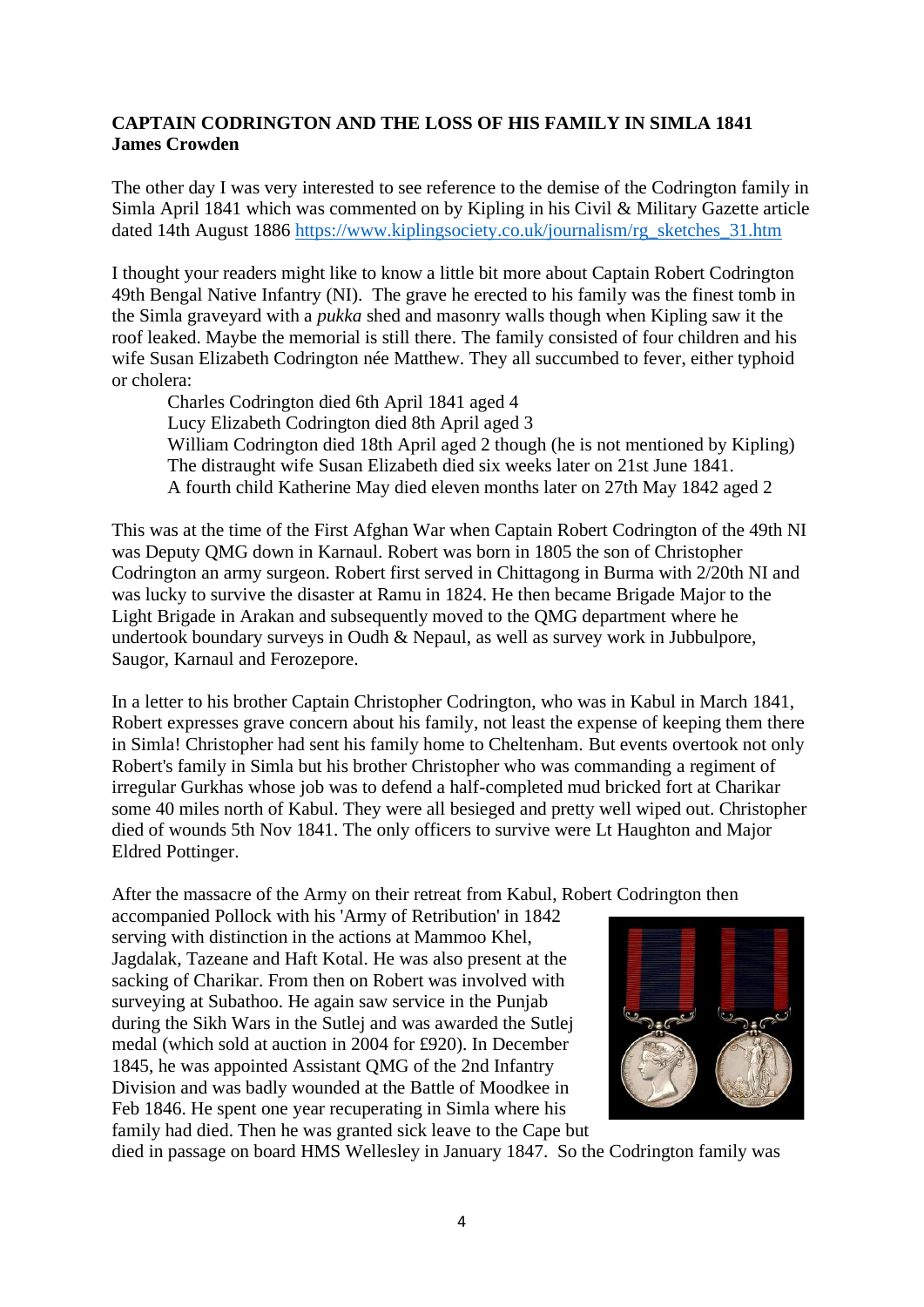**CAPTAIN CODRINGTON AND THE LOSS OF HIS FAMILY IN SIMLA 1841**
**James Crowden**

The other day I was very interested to see reference to the demise of the Codrington family in Simla April 1841 which was commented on by Kipling in his Civil & Military Gazette article dated 14th August 1886 https://www.kiplingsociety.co.uk/journalism/rg_sketches_31.htm

I thought your readers might like to know a little bit more about Captain Robert Codrington 49th Bengal Native Infantry (NI). The grave he erected to his family was the finest tomb in the Simla graveyard with a *pukka* shed and masonry walls though when Kipling saw it the roof leaked. Maybe the memorial is still there. The family consisted of four children and his wife Susan Elizabeth Codrington née Matthew. They all succumbed to fever, either typhoid or cholera:

> Charles Codrington died 6th April 1841 aged 4
> Lucy Elizabeth Codrington died 8th April aged 3
> William Codrington died 18th April aged 2 though (he is not mentioned by Kipling)
> The distraught wife Susan Elizabeth died six weeks later on 21st June 1841.
> A fourth child Katherine May died eleven months later on 27th May 1842 aged 2

This was at the time of the First Afghan War when Captain Robert Codrington of the 49th NI was Deputy QMG down in Karnaul. Robert was born in 1805 the son of Christopher Codrington an army surgeon. Robert first served in Chittagong in Burma with 2/20th NI and was lucky to survive the disaster at Ramu in 1824. He then became Brigade Major to the Light Brigade in Arakan and subsequently moved to the QMG department where he undertook boundary surveys in Oudh & Nepaul, as well as survey work in Jubbulpore, Saugor, Karnaul and Ferozepore.

In a letter to his brother Captain Christopher Codrington, who was in Kabul in March 1841, Robert expresses grave concern about his family, not least the expense of keeping them there in Simla! Christopher had sent his family home to Cheltenham. But events overtook not only Robert's family in Simla but his brother Christopher who was commanding a regiment of irregular Gurkhas whose job was to defend a half-completed mud bricked fort at Charikar some 40 miles north of Kabul. They were all besieged and pretty well wiped out. Christopher died of wounds 5th Nov 1841. The only officers to survive were Lt Haughton and Major Eldred Pottinger.

After the massacre of the Army on their retreat from Kabul, Robert Codrington then accompanied Pollock with his 'Army of Retribution' in 1842 serving with distinction in the actions at Mammoo Khel, Jagdalak, Tazeane and Haft Kotal. He was also present at the sacking of Charikar. From then on Robert was involved with surveying at Subathoo. He again saw service in the Punjab during the Sikh Wars in the Sutlej and was awarded the Sutlej medal (which sold at auction in 2004 for £920). In December 1845, he was appointed Assistant QMG of the 2nd Infantry Division and was badly wounded at the Battle of Moodkee in Feb 1846. He spent one year recuperating in Simla where his family had died. Then he was granted sick leave to the Cape but died in passage on board HMS Wellesley in January 1847. So the Codrington family was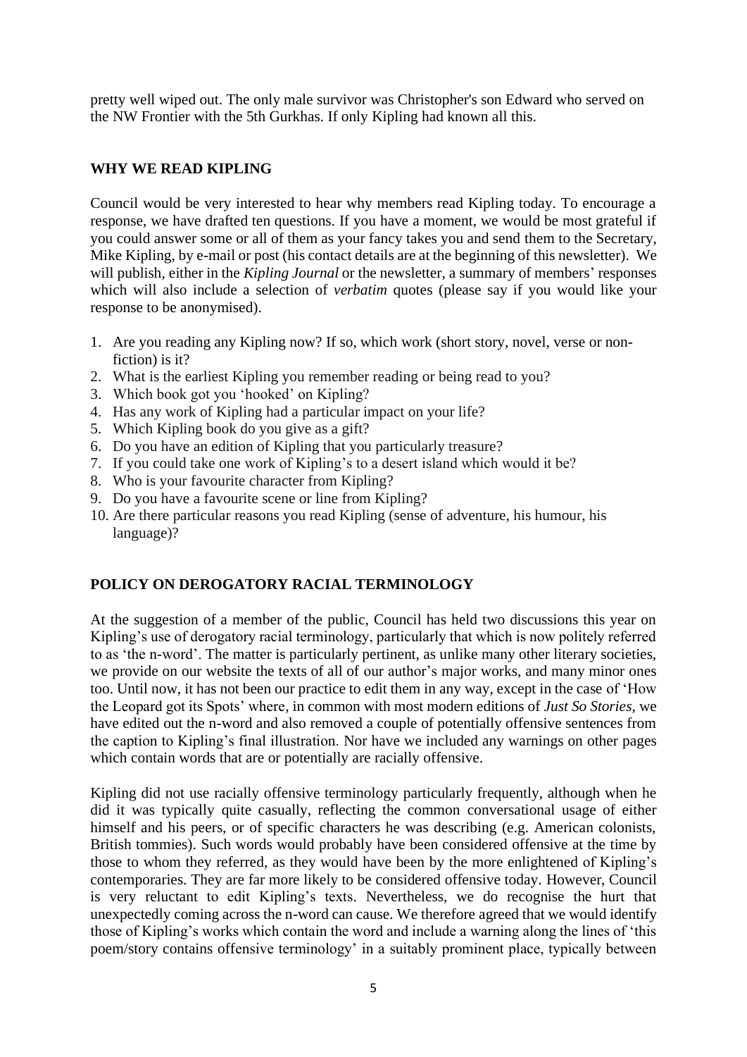pretty well wiped out. The only male survivor was Christopher's son Edward who served on the NW Frontier with the 5th Gurkhas. If only Kipling had known all this.

## WHY WE READ KIPLING

Council would be very interested to hear why members read Kipling today. To encourage a response, we have drafted ten questions. If you have a moment, we would be most grateful if you could answer some or all of them as your fancy takes you and send them to the Secretary, Mike Kipling, by e-mail or post (his contact details are at the beginning of this newsletter). We will publish, either in the *Kipling Journal* or the newsletter, a summary of members' responses which will also include a selection of *verbatim* quotes (please say if you would like your response to be anonymised).

1. Are you reading any Kipling now? If so, which work (short story, novel, verse or non-fiction) is it?
2. What is the earliest Kipling you remember reading or being read to you?
3. Which book got you 'hooked' on Kipling?
4. Has any work of Kipling had a particular impact on your life?
5. Which Kipling book do you give as a gift?
6. Do you have an edition of Kipling that you particularly treasure?
7. If you could take one work of Kipling's to a desert island which would it be?
8. Who is your favourite character from Kipling?
9. Do you have a favourite scene or line from Kipling?
10. Are there particular reasons you read Kipling (sense of adventure, his humour, his language)?

## POLICY ON DEROGATORY RACIAL TERMINOLOGY

At the suggestion of a member of the public, Council has held two discussions this year on Kipling's use of derogatory racial terminology, particularly that which is now politely referred to as 'the n-word'. The matter is particularly pertinent, as unlike many other literary societies, we provide on our website the texts of all of our author's major works, and many minor ones too. Until now, it has not been our practice to edit them in any way, except in the case of 'How the Leopard got its Spots' where, in common with most modern editions of *Just So Stories*, we have edited out the n-word and also removed a couple of potentially offensive sentences from the caption to Kipling's final illustration. Nor have we included any warnings on other pages which contain words that are or potentially are racially offensive.

Kipling did not use racially offensive terminology particularly frequently, although when he did it was typically quite casually, reflecting the common conversational usage of either himself and his peers, or of specific characters he was describing (e.g. American colonists, British tommies). Such words would probably have been considered offensive at the time by those to whom they referred, as they would have been by the more enlightened of Kipling's contemporaries. They are far more likely to be considered offensive today. However, Council is very reluctant to edit Kipling's texts. Nevertheless, we do recognise the hurt that unexpectedly coming across the n-word can cause. We therefore agreed that we would identify those of Kipling's works which contain the word and include a warning along the lines of 'this poem/story contains offensive terminology' in a suitably prominent place, typically between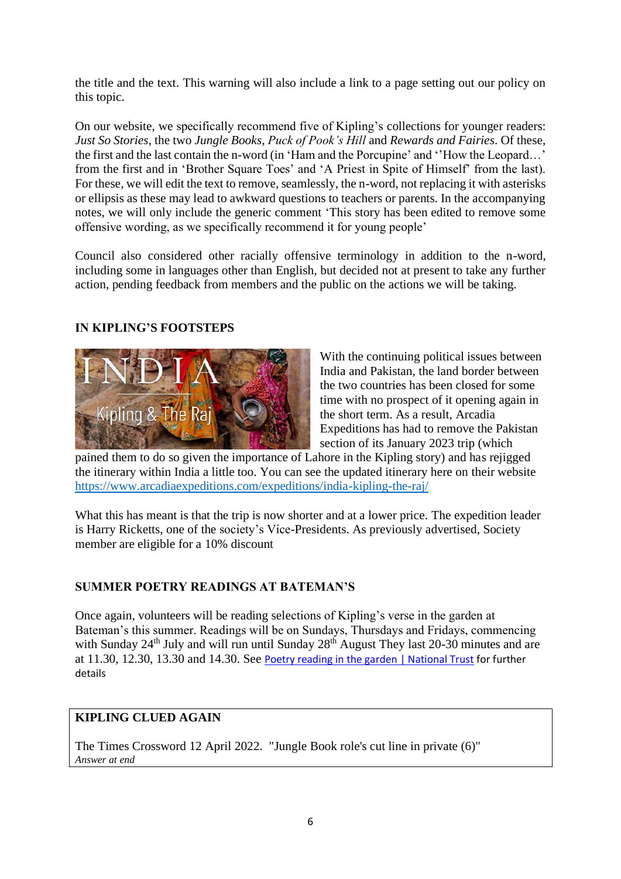the title and the text. This warning will also include a link to a page setting out our policy on this topic.

On our website, we specifically recommend five of Kipling's collections for younger readers: *Just So Stories*, the two *Jungle Books*, *Puck of Pook's Hill* and *Rewards and Fairies*. Of these, the first and the last contain the n-word (in 'Ham and the Porcupine' and ''How the Leopard…' from the first and in 'Brother Square Toes' and 'A Priest in Spite of Himself' from the last). For these, we will edit the text to remove, seamlessly, the n-word, not replacing it with asterisks or ellipsis as these may lead to awkward questions to teachers or parents. In the accompanying notes, we will only include the generic comment 'This story has been edited to remove some offensive wording, as we specifically recommend it for young people'

Council also considered other racially offensive terminology in addition to the n-word, including some in languages other than English, but decided not at present to take any further action, pending feedback from members and the public on the actions we will be taking.

## IN KIPLING'S FOOTSTEPS

With the continuing political issues between India and Pakistan, the land border between the two countries has been closed for some time with no prospect of it opening again in the short term. As a result, Arcadia Expeditions has had to remove the Pakistan section of its January 2023 trip (which pained them to do so given the importance of Lahore in the Kipling story) and has rejigged the itinerary within India a little too. You can see the updated itinerary here on their website https://www.arcadiaexpeditions.com/expeditions/india-kipling-the-raj/

What this has meant is that the trip is now shorter and at a lower price. The expedition leader is Harry Ricketts, one of the society's Vice-Presidents. As previously advertised, Society member are eligible for a 10% discount

## SUMMER POETRY READINGS AT BATEMAN'S

Once again, volunteers will be reading selections of Kipling's verse in the garden at Bateman's this summer. Readings will be on Sundays, Thursdays and Fridays, commencing with Sunday 24th July and will run until Sunday 28th August They last 20-30 minutes and are at 11.30, 12.30, 13.30 and 14.30. See Poetry reading in the garden | National Trust for further details

## KIPLING CLUED AGAIN

The Times Crossword 12 April 2022. "Jungle Book role's cut line in private (6)"
*Answer at end*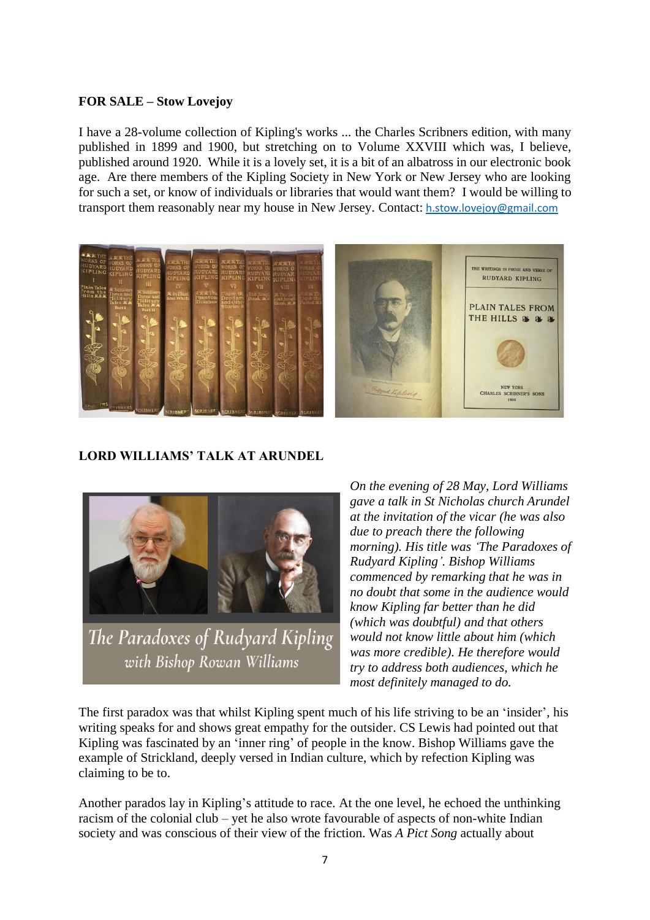**FOR SALE – Stow Lovejoy**

I have a 28-volume collection of Kipling's works ... the Charles Scribners edition, with many published in 1899 and 1900, but stretching on to Volume XXVIII which was, I believe, published around 1920. While it is a lovely set, it is a bit of an albatross in our electronic book age. Are there members of the Kipling Society in New York or New Jersey who are looking for such a set, or know of individuals or libraries that would want them? I would be willing to transport them reasonably near my house in New Jersey. Contact: h.stow.lovejoy@gmail.com

**LORD WILLIAMS' TALK AT ARUNDEL**

The Paradoxes of Rudyard Kipling
with Bishop Rowan Williams

*On the evening of 28 May, Lord Williams gave a talk in St Nicholas church Arundel at the invitation of the vicar (he was also due to preach there the following morning). His title was 'The Paradoxes of Rudyard Kipling'. Bishop Williams commenced by remarking that he was in no doubt that some in the audience would know Kipling far better than he did (which was doubtful) and that others would not know little about him (which was more credible). He therefore would try to address both audiences, which he most definitely managed to do.*

The first paradox was that whilst Kipling spent much of his life striving to be an 'insider', his writing speaks for and shows great empathy for the outsider. CS Lewis had pointed out that Kipling was fascinated by an 'inner ring' of people in the know. Bishop Williams gave the example of Strickland, deeply versed in Indian culture, which by refection Kipling was claiming to be to.

Another parados lay in Kipling's attitude to race. At the one level, he echoed the unthinking racism of the colonial club – yet he also wrote favourable of aspects of non-white Indian society and was conscious of their view of the friction. Was *A Pict Song* actually about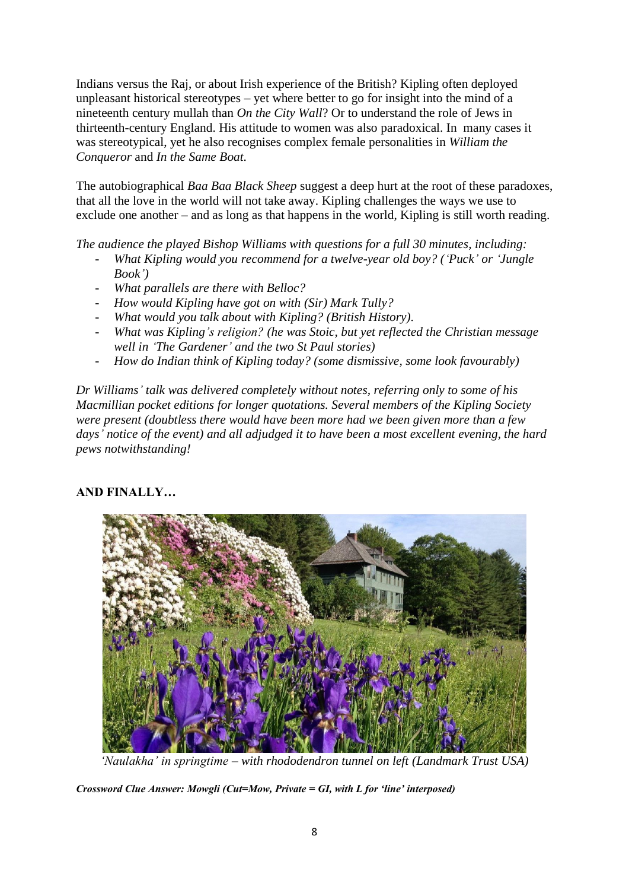Indians versus the Raj, or about Irish experience of the British? Kipling often deployed unpleasant historical stereotypes – yet where better to go for insight into the mind of a nineteenth century mullah than *On the City Wall*? Or to understand the role of Jews in thirteenth-century England. His attitude to women was also paradoxical. In many cases it was stereotypical, yet he also recognises complex female personalities in *William the Conqueror* and *In the Same Boat*.

The autobiographical *Baa Baa Black Sheep* suggest a deep hurt at the root of these paradoxes, that all the love in the world will not take away. Kipling challenges the ways we use to exclude one another – and as long as that happens in the world, Kipling is still worth reading.

*The audience the played Bishop Williams with questions for a full 30 minutes, including:*

- *What Kipling would you recommend for a twelve-year old boy? ('Puck' or 'Jungle Book')*
- *What parallels are there with Belloc?*
- *How would Kipling have got on with (Sir) Mark Tully?*
- *What would you talk about with Kipling? (British History).*
- *What was Kipling's religion? (he was Stoic, but yet reflected the Christian message well in 'The Gardener' and the two St Paul stories)*
- *How do Indian think of Kipling today? (some dismissive, some look favourably)*

*Dr Williams' talk was delivered completely without notes, referring only to some of his Macmillian pocket editions for longer quotations. Several members of the Kipling Society were present (doubtless there would have been more had we been given more than a few days' notice of the event) and all adjudged it to have been a most excellent evening, the hard pews notwithstanding!*

## AND FINALLY…

*'Naulakha' in springtime – with rhododendron tunnel on left (Landmark Trust USA)*

***Crossword Clue Answer: Mowgli (Cut=Mow, Private = GI, with L for 'line' interposed)***